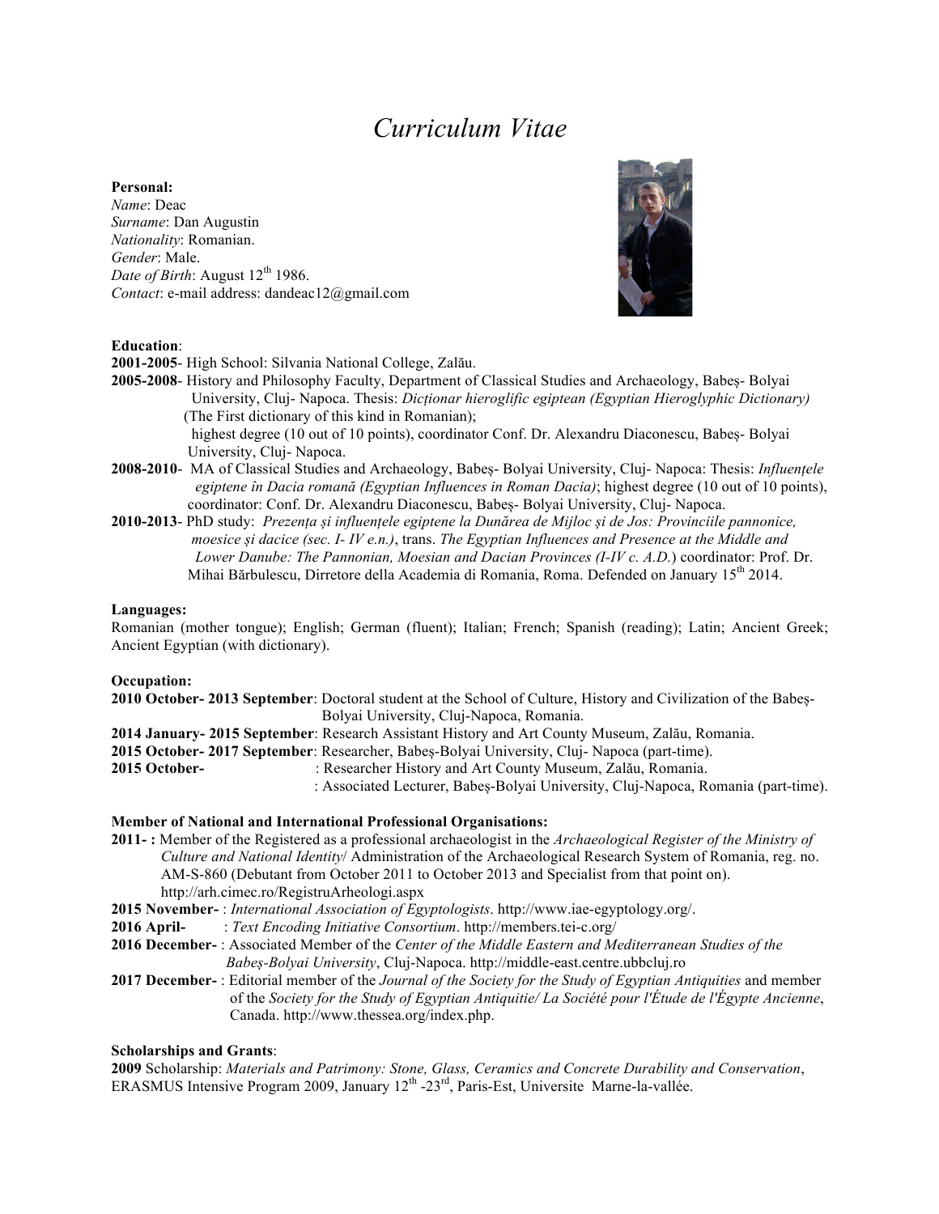# *Curriculum Vitae*

**Personal:**
*Name*: Deac
*Surname*: Dan Augustin
*Nationality*: Romanian.
*Gender*: Male.
*Date of Birth*: August 12th 1986.
*Contact*: e-mail address: dandeac12@gmail.com

**Education**:

**2001-2005**- High School: Silvania National College, Zalău.

**2005-2008**- History and Philosophy Faculty, Department of Classical Studies and Archaeology, Babeș- Bolyai University, Cluj- Napoca. Thesis: *Dicționar hieroglific egiptean (Egyptian Hieroglyphic Dictionary)* (The First dictionary of this kind in Romanian); highest degree (10 out of 10 points), coordinator Conf. Dr. Alexandru Diaconescu, Babeș- Bolyai University, Cluj- Napoca.

**2008-2010**- MA of Classical Studies and Archaeology, Babeș- Bolyai University, Cluj- Napoca: Thesis: *Influențele egiptene în Dacia romană (Egyptian Influences in Roman Dacia)*; highest degree (10 out of 10 points), coordinator: Conf. Dr. Alexandru Diaconescu, Babeș- Bolyai University, Cluj- Napoca.

**2010-2013**- PhD study: *Prezența și influențele egiptene la Dunărea de Mijloc și de Jos: Provinciile pannonice, moesice și dacice (sec. I- IV e.n.)*, trans. *The Egyptian Influences and Presence at the Middle and Lower Danube: The Pannonian, Moesian and Dacian Provinces (I-IV c. A.D.*) coordinator: Prof. Dr. Mihai Bărbulescu, Dirretore della Academia di Romania, Roma. Defended on January 15th 2014.

**Languages:**
Romanian (mother tongue); English; German (fluent); Italian; French; Spanish (reading); Latin; Ancient Greek; Ancient Egyptian (with dictionary).

**Occupation:**

**2010 October- 2013 September**: Doctoral student at the School of Culture, History and Civilization of the Babeș-Bolyai University, Cluj-Napoca, Romania.
**2014 January- 2015 September**: Research Assistant History and Art County Museum, Zalău, Romania.
**2015 October- 2017 September**: Researcher, Babeș-Bolyai University, Cluj- Napoca (part-time).
**2015 October-** : Researcher History and Art County Museum, Zalău, Romania.
: Associated Lecturer, Babeș-Bolyai University, Cluj-Napoca, Romania (part-time).

**Member of National and International Professional Organisations:**

**2011- :** Member of the Registered as a professional archaeologist in the *Archaeological Register of the Ministry of Culture and National Identity*/ Administration of the Archaeological Research System of Romania, reg. no. AM-S-860 (Debutant from October 2011 to October 2013 and Specialist from that point on). http://arh.cimec.ro/RegistruArheologi.aspx

**2015 November-** : *International Association of Egyptologists*. http://www.iae-egyptology.org/.

**2016 April-** : *Text Encoding Initiative Consortium*. http://members.tei-c.org/

**2016 December-** : Associated Member of the *Center of the Middle Eastern and Mediterranean Studies of the Babeș-Bolyai University*, Cluj-Napoca. http://middle-east.centre.ubbcluj.ro

**2017 December-** : Editorial member of the *Journal of the Society for the Study of Egyptian Antiquities* and member of the *Society for the Study of Egyptian Antiquitie/ La Société pour l'Étude de l'Égypte Ancienne*, Canada. http://www.thessea.org/index.php.

**Scholarships and Grants**:

**2009** Scholarship: *Materials and Patrimony: Stone, Glass, Ceramics and Concrete Durability and Conservation*, ERASMUS Intensive Program 2009, January 12th -23rd, Paris-Est, Universite Marne-la-vallée.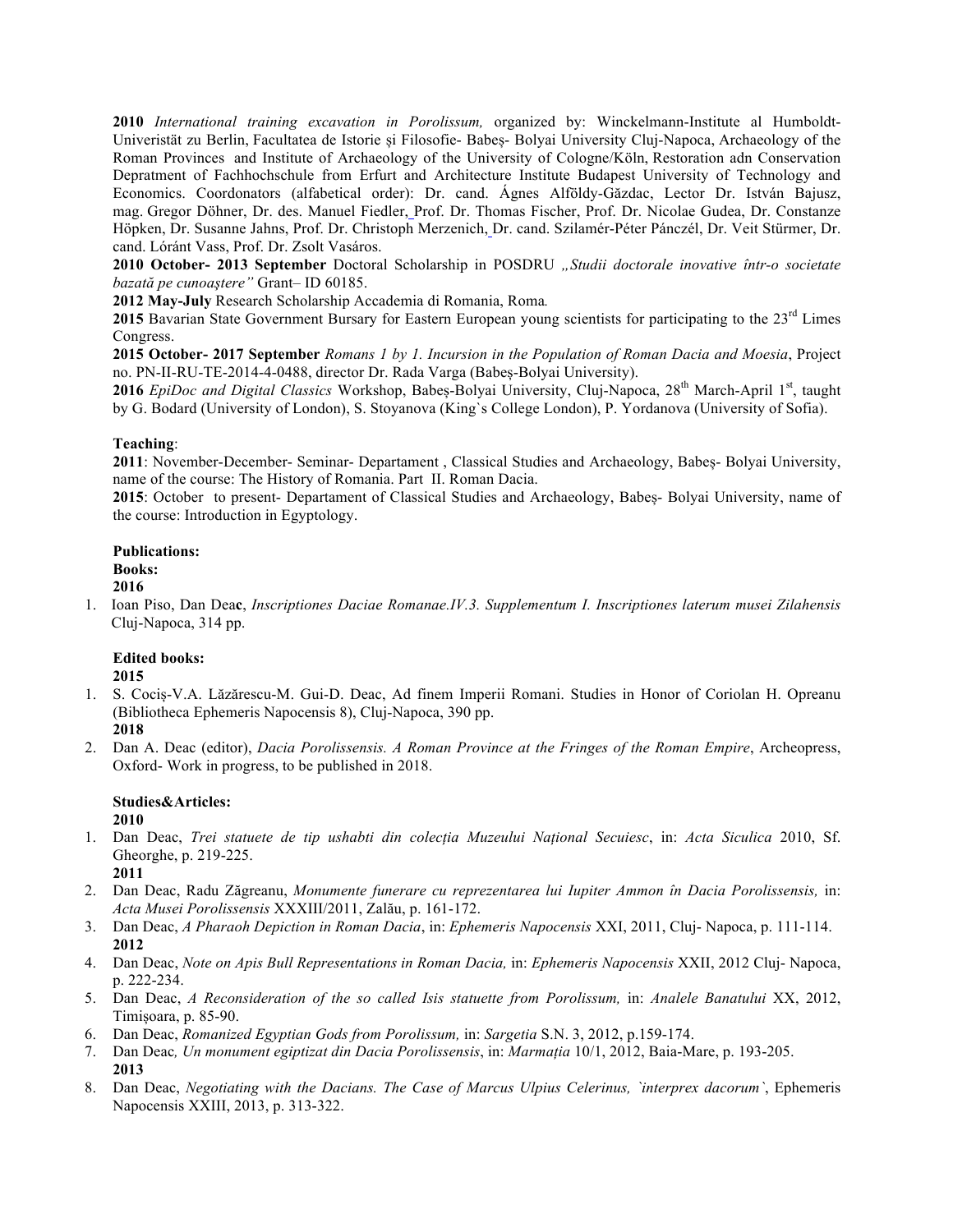**2010** *International training excavation in Porolissum,* organized by: Winckelmann-Institute al Humboldt-Univeristät zu Berlin, Facultatea de Istorie şi Filosofie- Babeş- Bolyai University Cluj-Napoca, Archaeology of the Roman Provinces and Institute of Archaeology of the University of Cologne/Köln, Restoration adn Conservation Depratment of Fachhochschule from Erfurt and Architecture Institute Budapest University of Technology and Economics. Coordonators (alfabetical order): Dr. cand. Ágnes Alföldy-Găzdac, Lector Dr. István Bajusz, mag. Gregor Döhner, Dr. des. Manuel Fiedler, Prof. Dr. Thomas Fischer, Prof. Dr. Nicolae Gudea, Dr. Constanze Höpken, Dr. Susanne Jahns, Prof. Dr. Christoph Merzenich, Dr. cand. Szilamér-Péter Pánczél, Dr. Veit Stürmer, Dr. cand. Lóránt Vass, Prof. Dr. Zsolt Vasáros.

**2010 October- 2013 September** Doctoral Scholarship in POSDRU *„Studii doctorale inovative într-o societate bazată pe cunoaştere”* Grant– ID 60185.

**2012 May-July** Research Scholarship Accademia di Romania, Roma*.*

**2015** Bavarian State Government Bursary for Eastern European young scientists for participating to the 23rd Limes Congress.

**2015 October- 2017 September** *Romans 1 by 1. Incursion in the Population of Roman Dacia and Moesia*, Project no. PN-II-RU-TE-2014-4-0488, director Dr. Rada Varga (Babeș-Bolyai University).

**2016** *EpiDoc and Digital Classics* Workshop, Babeș-Bolyai University, Cluj-Napoca, 28th March-April 1st, taught by G. Bodard (University of London), S. Stoyanova (King`s College London), P. Yordanova (University of Sofia).

**Teaching**:

**2011**: November-December- Seminar- Departament , Classical Studies and Archaeology, Babeş- Bolyai University, name of the course: The History of Romania. Part II. Roman Dacia.

**2015**: October to present- Departament of Classical Studies and Archaeology, Babeș- Bolyai University, name of the course: Introduction in Egyptology.

**Publications:**

**Books:**

**2016**

1. Ioan Piso, Dan Dea**c**, *Inscriptiones Daciae Romanae.IV.3. Supplementum I. Inscriptiones laterum musei Zilahensis* Cluj-Napoca, 314 pp.

**Edited books:**

**2015**

1. S. Cociș-V.A. Lăzărescu-M. Gui-D. Deac, Ad finem Imperii Romani. Studies in Honor of Coriolan H. Opreanu (Bibliotheca Ephemeris Napocensis 8), Cluj-Napoca, 390 pp.

**2018**

2. Dan A. Deac (editor), *Dacia Porolissensis. A Roman Province at the Fringes of the Roman Empire*, Archeopress, Oxford- Work in progress, to be published in 2018.

**Studies&Articles:**

**2010**

1. Dan Deac, *Trei statuete de tip ushabti din colecția Muzeului Național Secuiesc*, in: *Acta Siculica* 2010, Sf. Gheorghe, p. 219-225.

**2011**

2. Dan Deac, Radu Zăgreanu, *Monumente funerare cu reprezentarea lui Iupiter Ammon în Dacia Porolissensis,* in: *Acta Musei Porolissensis* XXXIII/2011, Zalău, p. 161-172.
3. Dan Deac, *A Pharaoh Depiction in Roman Dacia*, in: *Ephemeris Napocensis* XXI, 2011, Cluj- Napoca, p. 111-114.

**2012**

4. Dan Deac, *Note on Apis Bull Representations in Roman Dacia,* in: *Ephemeris Napocensis* XXII, 2012 Cluj- Napoca, p. 222-234.
5. Dan Deac, *A Reconsideration of the so called Isis statuette from Porolissum,* in: *Analele Banatului* XX, 2012, Timișoara, p. 85-90.
6. Dan Deac, *Romanized Egyptian Gods from Porolissum,* in: *Sargetia* S.N. 3, 2012, p.159-174.
7. Dan Deac*, Un monument egiptizat din Dacia Porolissensis*, in: *Marmația* 10/1, 2012, Baia-Mare, p. 193-205.

**2013**

8. Dan Deac, *Negotiating with the Dacians. The Case of Marcus Ulpius Celerinus, `interprex dacorum`*, Ephemeris Napocensis XXIII, 2013, p. 313-322.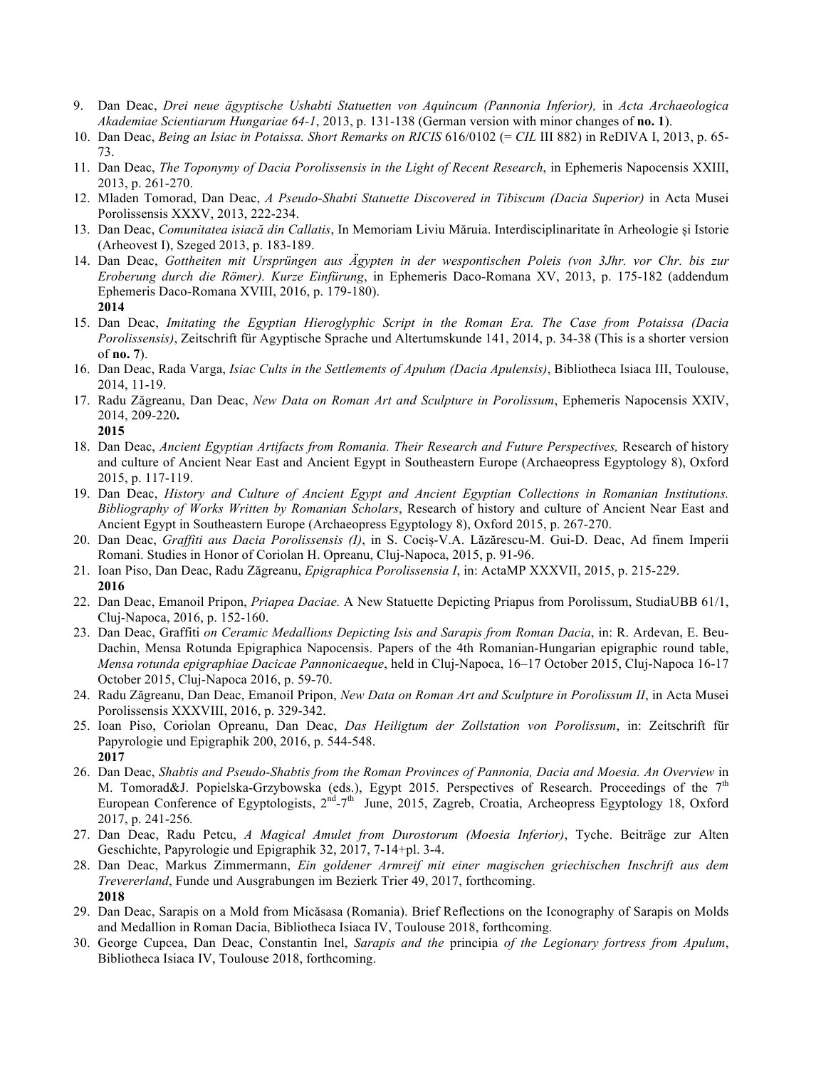9. Dan Deac, *Drei neue ägyptische Ushabti Statuetten von Aquincum (Pannonia Inferior),* in *Acta Archaeologica Akademiae Scientiarum Hungariae 64-1*, 2013, p. 131-138 (German version with minor changes of **no. 1**).
10. Dan Deac, *Being an Isiac in Potaissa. Short Remarks on RICIS* 616/0102 (= *CIL* III 882) in ReDIVA I, 2013, p. 65-73.
11. Dan Deac, *The Toponymy of Dacia Porolissensis in the Light of Recent Research*, in Ephemeris Napocensis XXIII, 2013, p. 261-270.
12. Mladen Tomorad, Dan Deac, *A Pseudo-Shabti Statuette Discovered in Tibiscum (Dacia Superior)* in Acta Musei Porolissensis XXXV, 2013, 222-234.
13. Dan Deac, *Comunitatea isiacă din Callatis*, In Memoriam Liviu Măruia. Interdisciplinaritate în Arheologie și Istorie (Arheovest I), Szeged 2013, p. 183-189.
14. Dan Deac, *Gottheiten mit Ursprüngen aus Ägypten in der wespontischen Poleis (von 3Jhr. vor Chr. bis zur Eroberung durch die Römer). Kurze Einfürung*, in Ephemeris Daco-Romana XV, 2013, p. 175-182 (addendum Ephemeris Daco-Romana XVIII, 2016, p. 179-180).

**2014**

15. Dan Deac, *Imitating the Egyptian Hieroglyphic Script in the Roman Era. The Case from Potaissa (Dacia Porolissensis)*, Zeitschrift für Agyptische Sprache und Altertumskunde 141, 2014, p. 34-38 (This is a shorter version of **no. 7**).
16. Dan Deac, Rada Varga, *Isiac Cults in the Settlements of Apulum (Dacia Apulensis)*, Bibliotheca Isiaca III, Toulouse, 2014, 11-19.
17. Radu Zăgreanu, Dan Deac, *New Data on Roman Art and Sculpture in Porolissum*, Ephemeris Napocensis XXIV, 2014, 209-220**.**

**2015**

18. Dan Deac, *Ancient Egyptian Artifacts from Romania. Their Research and Future Perspectives,* Research of history and culture of Ancient Near East and Ancient Egypt in Southeastern Europe (Archaeopress Egyptology 8), Oxford 2015, p. 117-119.
19. Dan Deac, *History and Culture of Ancient Egypt and Ancient Egyptian Collections in Romanian Institutions. Bibliography of Works Written by Romanian Scholars*, Research of history and culture of Ancient Near East and Ancient Egypt in Southeastern Europe (Archaeopress Egyptology 8), Oxford 2015, p. 267-270.
20. Dan Deac, *Graffiti aus Dacia Porolissensis (I)*, in S. Cociș-V.A. Lăzărescu-M. Gui-D. Deac, Ad finem Imperii Romani. Studies in Honor of Coriolan H. Opreanu, Cluj-Napoca, 2015, p. 91-96.
21. Ioan Piso, Dan Deac, Radu Zăgreanu, *Epigraphica Porolissensia I*, in: ActaMP XXXVII, 2015, p. 215-229.

**2016**

22. Dan Deac, Emanoil Pripon, *Priapea Daciae.* A New Statuette Depicting Priapus from Porolissum, StudiaUBB 61/1, Cluj-Napoca, 2016, p. 152-160.
23. Dan Deac, Graffiti *on Ceramic Medallions Depicting Isis and Sarapis from Roman Dacia*, in: R. Ardevan, E. Beu-Dachin, Mensa Rotunda Epigraphica Napocensis. Papers of the 4th Romanian-Hungarian epigraphic round table, *Mensa rotunda epigraphiae Dacicae Pannonicaeque*, held in Cluj-Napoca, 16–17 October 2015, Cluj-Napoca 16-17 October 2015, Cluj-Napoca 2016, p. 59-70.
24. Radu Zăgreanu, Dan Deac, Emanoil Pripon, *New Data on Roman Art and Sculpture in Porolissum II*, in Acta Musei Porolissensis XXXVIII, 2016, p. 329-342.
25. Ioan Piso, Coriolan Opreanu, Dan Deac, *Das Heiligtum der Zollstation von Porolissum*, in: Zeitschrift für Papyrologie und Epigraphik 200, 2016, p. 544-548.

**2017**

26. Dan Deac, *Shabtis and Pseudo-Shabtis from the Roman Provinces of Pannonia, Dacia and Moesia. An Overview* in M. Tomorad&J. Popielska-Grzybowska (eds.), Egypt 2015. Perspectives of Research. Proceedings of the 7th European Conference of Egyptologists, 2nd-7th June, 2015, Zagreb, Croatia, Archeopress Egyptology 18, Oxford 2017, p. 241-256.
27. Dan Deac, Radu Petcu, *A Magical Amulet from Durostorum (Moesia Inferior)*, Tyche. Beiträge zur Alten Geschichte, Papyrologie und Epigraphik 32, 2017, 7-14+pl. 3-4.
28. Dan Deac, Markus Zimmermann, *Ein goldener Armreif mit einer magischen griechischen Inschrift aus dem Trevererland*, Funde und Ausgrabungen im Bezierk Trier 49, 2017, forthcoming.

**2018**

29. Dan Deac, Sarapis on a Mold from Micăsasa (Romania). Brief Reflections on the Iconography of Sarapis on Molds and Medallion in Roman Dacia, Bibliotheca Isiaca IV, Toulouse 2018, forthcoming.
30. George Cupcea, Dan Deac, Constantin Inel, *Sarapis and the* principia *of the Legionary fortress from Apulum*, Bibliotheca Isiaca IV, Toulouse 2018, forthcoming.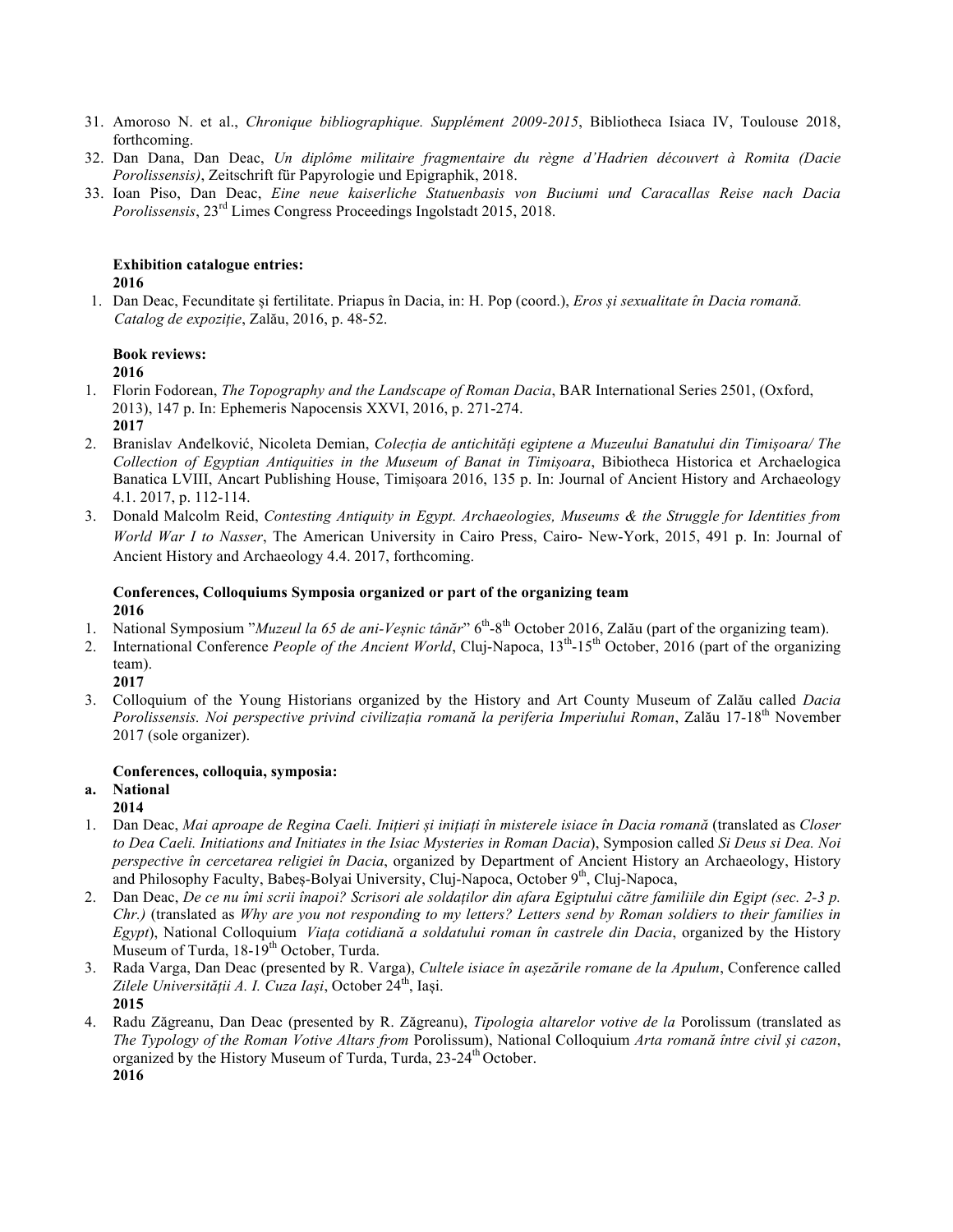31. Amoroso N. et al., *Chronique bibliographique. Supplément 2009-2015*, Bibliotheca Isiaca IV, Toulouse 2018, forthcoming.
32. Dan Dana, Dan Deac, *Un diplôme militaire fragmentaire du règne d'Hadrien découvert à Romita (Dacie Porolissensis)*, Zeitschrift für Papyrologie und Epigraphik, 2018.
33. Ioan Piso, Dan Deac, *Eine neue kaiserliche Statuenbasis von Buciumi und Caracallas Reise nach Dacia Porolissensis*, 23rd Limes Congress Proceedings Ingolstadt 2015, 2018.

**Exhibition catalogue entries:**

**2016**

1. Dan Deac, Fecunditate şi fertilitate. Priapus în Dacia, in: H. Pop (coord.), *Eros și sexualitate în Dacia romană. Catalog de expoziție*, Zalău, 2016, p. 48-52.

**Book reviews:**

**2016**

1. Florin Fodorean, *The Topography and the Landscape of Roman Dacia*, BAR International Series 2501, (Oxford, 2013), 147 p. In: Ephemeris Napocensis XXVI, 2016, p. 271-274.

**2017**

2. Branislav Anđelković, Nicoleta Demian, *Colecția de antichități egiptene a Muzeului Banatului din Timișoara/ The Collection of Egyptian Antiquities in the Museum of Banat in Timișoara*, Bibiotheca Historica et Archaelogica Banatica LVIII, Ancart Publishing House, Timișoara 2016, 135 p. In: Journal of Ancient History and Archaeology 4.1. 2017, p. 112-114.
3. Donald Malcolm Reid, *Contesting Antiquity in Egypt. Archaeologies, Museums & the Struggle for Identities from World War I to Nasser*, The American University in Cairo Press, Cairo- New-York, 2015, 491 p. In: Journal of Ancient History and Archaeology 4.4. 2017, forthcoming.

**Conferences, Colloquiums Symposia organized or part of the organizing team**

**2016**

1. National Symposium "*Muzeul la 65 de ani-Veșnic tânăr*" 6th-8th October 2016, Zalău (part of the organizing team).
2. International Conference *People of the Ancient World*, Cluj-Napoca, 13th-15th October, 2016 (part of the organizing team).

**2017**

3. Colloquium of the Young Historians organized by the History and Art County Museum of Zalău called *Dacia Porolissensis. Noi perspective privind civilizația romană la periferia Imperiului Roman*, Zalău 17-18th November 2017 (sole organizer).

**Conferences, colloquia, symposia:**

**a. National**

**2014**

1. Dan Deac, *Mai aproape de Regina Caeli. Inițieri și inițiați în misterele isiace în Dacia romană* (translated as *Closer to Dea Caeli. Initiations and Initiates in the Isiac Mysteries in Roman Dacia*), Symposion called *Si Deus si Dea. Noi perspective în cercetarea religiei în Dacia*, organized by Department of Ancient History an Archaeology, History and Philosophy Faculty, Babeș-Bolyai University, Cluj-Napoca, October 9th, Cluj-Napoca,
2. Dan Deac, *De ce nu îmi scrii înapoi? Scrisori ale soldaților din afara Egiptului către familiile din Egipt (sec. 2-3 p. Chr.)* (translated as *Why are you not responding to my letters? Letters send by Roman soldiers to their families in Egypt*), National Colloquium *Viața cotidiană a soldatului roman în castrele din Dacia*, organized by the History Museum of Turda, 18-19th October, Turda.
3. Rada Varga, Dan Deac (presented by R. Varga), *Cultele isiace în așezările romane de la Apulum*, Conference called *Zilele Universității A. I. Cuza Iași*, October 24th, Iași.

**2015**

4. Radu Zăgreanu, Dan Deac (presented by R. Zăgreanu), *Tipologia altarelor votive de la* Porolissum (translated as *The Typology of the Roman Votive Altars from* Porolissum), National Colloquium *Arta romană între civil și cazon*, organized by the History Museum of Turda, Turda, 23-24th October.

**2016**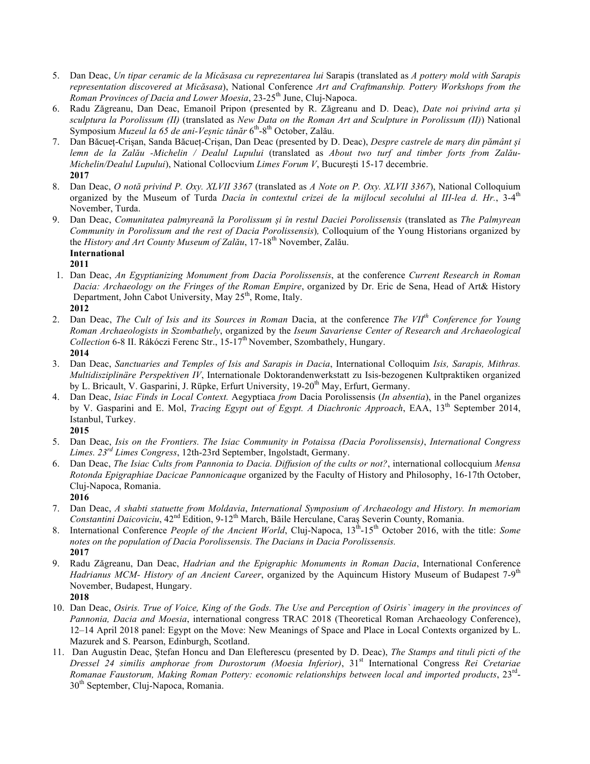5. Dan Deac, *Un tipar ceramic de la Micăsasa cu reprezentarea lui* Sarapis (translated as *A pottery mold with Sarapis representation discovered at Micăsasa*), National Conference *Art and Craftmanship. Pottery Workshops from the Roman Provinces of Dacia and Lower Moesia*, 23-25th June, Cluj-Napoca.
6. Radu Zăgreanu, Dan Deac, Emanoil Pripon (presented by R. Zăgreanu and D. Deac), *Date noi privind arta și sculptura la Porolissum (II)* (translated as *New Data on the Roman Art and Sculpture in Porolissum (II)*) National Symposium *Muzeul la 65 de ani-Veșnic tânăr* 6th-8th October, Zalău.
7. Dan Băcueț-Crișan, Sanda Băcueț-Crișan, Dan Deac (presented by D. Deac), *Despre castrele de marș din pământ și lemn de la Zalău -Michelin / Dealul Lupului* (translated as *About two turf and timber forts from Zalău-Michelin/Dealul Lupului*), National Collocvium *Limes Forum V*, București 15-17 decembrie.

**2017**

8. Dan Deac, *O notă privind P. Oxy. XLVII 3367* (translated as *A Note on P. Oxy. XLVII 3367*), National Colloquium organized by the Museum of Turda *Dacia în contextul crizei de la mijlocul secolului al III-lea d. Hr.*, 3-4th November, Turda.
9. Dan Deac, *Comunitatea palmyreană la Porolissum și în restul Daciei Porolissensis* (translated as *The Palmyrean Community in Porolissum and the rest of Dacia Porolissensis*), Colloquium of the Young Historians organized by the *History and Art County Museum of Zalău*, 17-18th November, Zalău.

**International**

**2011**

1. Dan Deac, *An Egyptianizing Monument from Dacia Porolissensis*, at the conference *Current Research in Roman Dacia: Archaeology on the Fringes of the Roman Empire*, organized by Dr. Eric de Sena, Head of Art& History Department, John Cabot University, May 25th, Rome, Italy.

**2012**

2. Dan Deac, *The Cult of Isis and its Sources in Roman* Dacia, at the conference *The VIIth Conference for Young Roman Archaeologists in Szombathely*, organized by the *Iseum Savariense Center of Research and Archaeological Collection* 6-8 II. Rákóczi Ferenc Str., 15-17th November, Szombathely, Hungary.

**2014**

3. Dan Deac, *Sanctuaries and Temples of Isis and Sarapis in Dacia*, International Colloquim *Isis, Sarapis, Mithras. Multidisziplinäre Perspektiven IV*, Internationale Doktorandenwerkstatt zu Isis-bezogenen Kultpraktiken organized by L. Bricault, V. Gasparini, J. Rüpke, Erfurt University, 19-20th May, Erfurt, Germany.
4. Dan Deac, *Isiac Finds in Local Context.* Aegyptiaca *from* Dacia Porolissensis (*In absentia*), in the Panel organizes by V. Gasparini and E. Mol, *Tracing Egypt out of Egypt. A Diachronic Approach*, EAA, 13th September 2014, Istanbul, Turkey.

**2015**

5. Dan Deac, *Isis on the Frontiers. The Isiac Community in Potaissa (Dacia Porolissensis)*, *International Congress Limes. 23rd Limes Congress*, 12th-23rd September, Ingolstadt, Germany.
6. Dan Deac, *The Isiac Cults from Pannonia to Dacia. Diffusion of the cults or not?*, international collocquium *Mensa Rotonda Epigraphiae Dacicae Pannonicaque* organized by the Faculty of History and Philosophy, 16-17th October, Cluj-Napoca, Romania.

**2016**

7. Dan Deac, *A shabti statuette from Moldavia*, *International Symposium of Archaeology and History. In memoriam Constantini Daicoviciu*, 42nd Edition, 9-12th March, Băile Herculane, Caraș Severin County, Romania.
8. International Conference *People of the Ancient World*, Cluj-Napoca, 13th-15th October 2016, with the title: *Some notes on the population of Dacia Porolissensis. The Dacians in Dacia Porolissensis.*

**2017**

9. Radu Zăgreanu, Dan Deac, *Hadrian and the Epigraphic Monuments in Roman Dacia*, International Conference *Hadrianus MCM- History of an Ancient Career*, organized by the Aquincum History Museum of Budapest 7-9th November, Budapest, Hungary.

**2018**

10. Dan Deac, *Osiris. True of Voice, King of the Gods. The Use and Perception of Osiris` imagery in the provinces of Pannonia, Dacia and Moesia*, international congress TRAC 2018 (Theoretical Roman Archaeology Conference), 12–14 April 2018 panel: Egypt on the Move: New Meanings of Space and Place in Local Contexts organized by L. Mazurek and S. Pearson, Edinburgh, Scotland.
11. Dan Augustin Deac, Ștefan Honcu and Dan Elefterescu (presented by D. Deac), *The Stamps and tituli picti of the Dressel 24 similis amphorae from Durostorum (Moesia Inferior)*, 31st International Congress *Rei Cretariae Romanae Faustorum, Making Roman Pottery: economic relationships between local and imported products*, 23rd-30th September, Cluj-Napoca, Romania.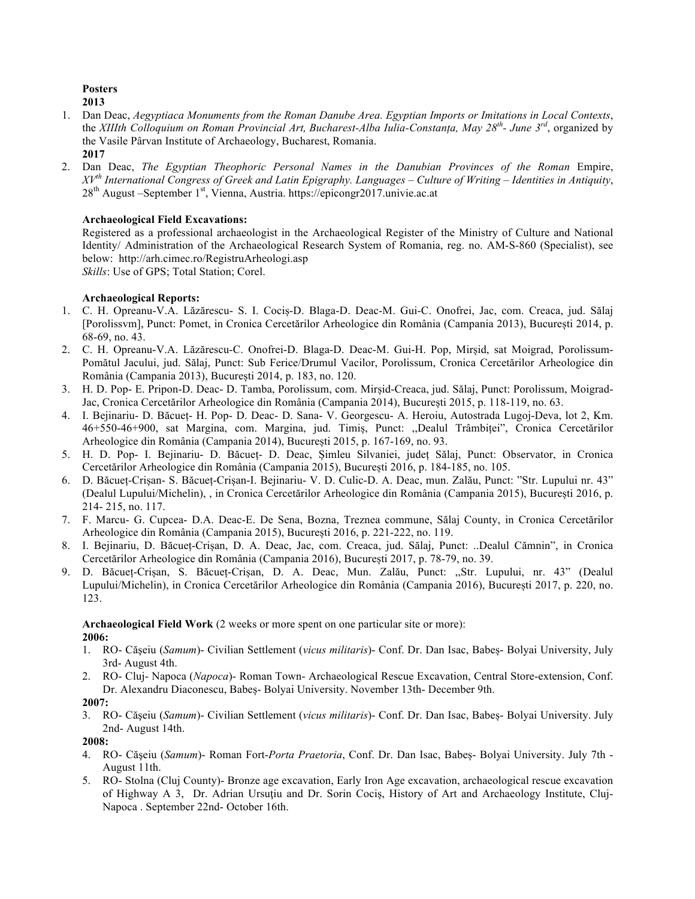**Posters**

**2013**

1. Dan Deac, *Aegyptiaca Monuments from the Roman Danube Area. Egyptian Imports or Imitations in Local Contexts*, the *XIIIth Colloquium on Roman Provincial Art, Bucharest-Alba Iulia-Constanța, May 28th- June 3rd*, organized by the Vasile Pârvan Institute of Archaeology, Bucharest, Romania.

**2017**

2. Dan Deac, *The Egyptian Theophoric Personal Names in the Danubian Provinces of the Roman* Empire, *XVth International Congress of Greek and Latin Epigraphy. Languages – Culture of Writing – Identities in Antiquity*, 28th August –September 1st, Vienna, Austria. https://epicongr2017.univie.ac.at

**Archaeological Field Excavations:**

Registered as a professional archaeologist in the Archaeological Register of the Ministry of Culture and National Identity/ Administration of the Archaeological Research System of Romania, reg. no. AM-S-860 (Specialist), see below: http://arh.cimec.ro/RegistruArheologi.asp

*Skills*: Use of GPS; Total Station; Corel.

**Archaeological Reports:**

1. C. H. Opreanu-V.A. Lăzărescu- S. I. Cociș-D. Blaga-D. Deac-M. Gui-C. Onofrei, Jac, com. Creaca, jud. Sălaj [Porolissvm], Punct: Pomet, in Cronica Cercetărilor Arheologice din România (Campania 2013), București 2014, p. 68-69, no. 43.
2. C. H. Opreanu-V.A. Lăzărescu-C. Onofrei-D. Blaga-D. Deac-M. Gui-H. Pop, Mirșid, sat Moigrad, Porolissum-Pomătul Jacului, jud. Sălaj, Punct: Sub Ferice/Drumul Vacilor, Porolissum, Cronica Cercetărilor Arheologice din România (Campania 2013), București 2014, p. 183, no. 120.
3. H. D. Pop- E. Pripon-D. Deac- D. Tamba, Porolissum, com. Mirșid-Creaca, jud. Sălaj, Punct: Porolissum, Moigrad-Jac, Cronica Cercetărilor Arheologice din România (Campania 2014), București 2015, p. 118-119, no. 63.
4. I. Bejinariu- D. Băcueț- H. Pop- D. Deac- D. Sana- V. Georgescu- A. Heroiu, Autostrada Lugoj-Deva, lot 2, Km. 46+550-46+900, sat Margina, com. Margina, jud. Timiș, Punct: „Dealul Trâmbiței", Cronica Cercetărilor Arheologice din România (Campania 2014), București 2015, p. 167-169, no. 93.
5. H. D. Pop- I. Bejinariu- D. Băcueț- D. Deac, Șimleu Silvaniei, județ Sălaj, Punct: Observator, in Cronica Cercetărilor Arheologice din România (Campania 2015), București 2016, p. 184-185, no. 105.
6. D. Băcueț-Crișan- S. Băcueț-Crișan-I. Bejinariu- V. D. Culic-D. A. Deac, mun. Zalău, Punct: "Str. Lupului nr. 43" (Dealul Lupului/Michelin), , in Cronica Cercetărilor Arheologice din România (Campania 2015), București 2016, p. 214- 215, no. 117.
7. F. Marcu- G. Cupcea- D.A. Deac-E. De Sena, Bozna, Treznea commune, Sălaj County, in Cronica Cercetărilor Arheologice din România (Campania 2015), București 2016, p. 221-222, no. 119.
8. I. Bejinariu, D. Băcueț-Crișan, D. A. Deac, Jac, com. Creaca, jud. Sălaj, Punct: ..Dealul Cămnin", in Cronica Cercetărilor Arheologice din România (Campania 2016), București 2017, p. 78-79, no. 39.
9. D. Băcueț-Crișan, S. Băcueț-Crișan, D. A. Deac, Mun. Zalău, Punct: „Str. Lupului, nr. 43" (Dealul Lupului/Michelin), in Cronica Cercetărilor Arheologice din România (Campania 2016), București 2017, p. 220, no. 123.

**Archaeological Field Work** (2 weeks or more spent on one particular site or more):

**2006:**

1. RO- Cășeiu (*Samum*)- Civilian Settlement (*vicus militaris*)- Conf. Dr. Dan Isac, Babeș- Bolyai University, July 3rd- August 4th.
2. RO- Cluj- Napoca (*Napoca*)- Roman Town- Archaeological Rescue Excavation, Central Store-extension, Conf. Dr. Alexandru Diaconescu, Babeș- Bolyai University. November 13th- December 9th.

**2007:**

3. RO- Cășeiu (*Samum*)- Civilian Settlement (*vicus militaris*)- Conf. Dr. Dan Isac, Babeș- Bolyai University. July 2nd- August 14th.

**2008:**

4. RO- Cășeiu (*Samum*)- Roman Fort-*Porta Praetoria*, Conf. Dr. Dan Isac, Babeș- Bolyai University. July 7th - August 11th.
5. RO- Stolna (Cluj County)- Bronze age excavation, Early Iron Age excavation, archaeological rescue excavation of Highway A 3, Dr. Adrian Ursuțiu and Dr. Sorin Cociș, History of Art and Archaeology Institute, Cluj-Napoca . September 22nd- October 16th.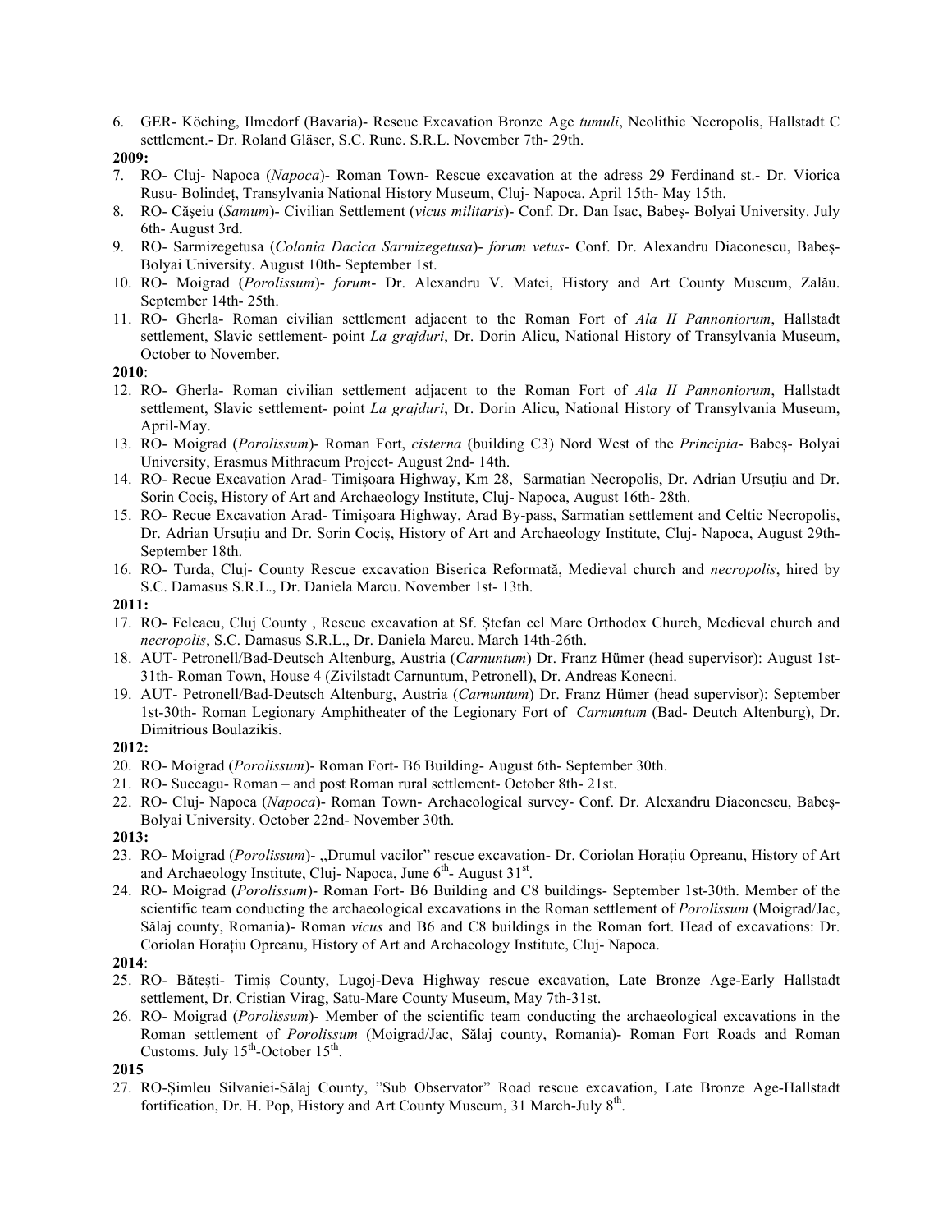6. GER- Köching, Ilmedorf (Bavaria)- Rescue Excavation Bronze Age *tumuli*, Neolithic Necropolis, Hallstadt C settlement.- Dr. Roland Gläser, S.C. Rune. S.R.L. November 7th- 29th.

**2009:**

7. RO- Cluj- Napoca (*Napoca*)- Roman Town- Rescue excavation at the adress 29 Ferdinand st.- Dr. Viorica Rusu- Bolindeț, Transylvania National History Museum, Cluj- Napoca. April 15th- May 15th.
8. RO- Căşeiu (*Samum*)- Civilian Settlement (*vicus militaris*)- Conf. Dr. Dan Isac, Babeș- Bolyai University. July 6th- August 3rd.
9. RO- Sarmizegetusa (*Colonia Dacica Sarmizegetusa*)- *forum vetus*- Conf. Dr. Alexandru Diaconescu, Babeș- Bolyai University. August 10th- September 1st.
10. RO- Moigrad (*Porolissum*)- *forum*- Dr. Alexandru V. Matei, History and Art County Museum, Zalău. September 14th- 25th.
11. RO- Gherla- Roman civilian settlement adjacent to the Roman Fort of *Ala II Pannoniorum*, Hallstadt settlement, Slavic settlement- point *La grajduri*, Dr. Dorin Alicu, National History of Transylvania Museum, October to November.

**2010**:

12. RO- Gherla- Roman civilian settlement adjacent to the Roman Fort of *Ala II Pannoniorum*, Hallstadt settlement, Slavic settlement- point *La grajduri*, Dr. Dorin Alicu, National History of Transylvania Museum, April-May.
13. RO- Moigrad (*Porolissum*)- Roman Fort, *cisterna* (building C3) Nord West of the *Principia*- Babeș- Bolyai University, Erasmus Mithraeum Project- August 2nd- 14th.
14. RO- Recue Excavation Arad- Timișoara Highway, Km 28, Sarmatian Necropolis, Dr. Adrian Ursuțiu and Dr. Sorin Cociș, History of Art and Archaeology Institute, Cluj- Napoca, August 16th- 28th.
15. RO- Recue Excavation Arad- Timișoara Highway, Arad By-pass, Sarmatian settlement and Celtic Necropolis, Dr. Adrian Ursuțiu and Dr. Sorin Cociș, History of Art and Archaeology Institute, Cluj- Napoca, August 29th- September 18th.
16. RO- Turda, Cluj- County Rescue excavation Biserica Reformată, Medieval church and *necropolis*, hired by S.C. Damasus S.R.L., Dr. Daniela Marcu. November 1st- 13th.

**2011:**

17. RO- Feleacu, Cluj County , Rescue excavation at Sf. Ștefan cel Mare Orthodox Church, Medieval church and *necropolis*, S.C. Damasus S.R.L., Dr. Daniela Marcu. March 14th-26th.
18. AUT- Petronell/Bad-Deutsch Altenburg, Austria (*Carnuntum*) Dr. Franz Hümer (head supervisor): August 1st-31th- Roman Town, House 4 (Zivilstadt Carnuntum, Petronell), Dr. Andreas Konecni.
19. AUT- Petronell/Bad-Deutsch Altenburg, Austria (*Carnuntum*) Dr. Franz Hümer (head supervisor): September 1st-30th- Roman Legionary Amphitheater of the Legionary Fort of *Carnuntum* (Bad- Deutch Altenburg), Dr. Dimitrious Boulazikis.

**2012:**

20. RO- Moigrad (*Porolissum*)- Roman Fort- B6 Building- August 6th- September 30th.
21. RO- Suceagu- Roman – and post Roman rural settlement- October 8th- 21st.
22. RO- Cluj- Napoca (*Napoca*)- Roman Town- Archaeological survey- Conf. Dr. Alexandru Diaconescu, Babeș- Bolyai University. October 22nd- November 30th.

**2013:**

23. RO- Moigrad (*Porolissum*)- ,,Drumul vacilor" rescue excavation- Dr. Coriolan Horațiu Opreanu, History of Art and Archaeology Institute, Cluj- Napoca, June 6th- August 31st.
24. RO- Moigrad (*Porolissum*)- Roman Fort- B6 Building and C8 buildings- September 1st-30th. Member of the scientific team conducting the archaeological excavations in the Roman settlement of *Porolissum* (Moigrad/Jac, Sălaj county, Romania)- Roman *vicus* and B6 and C8 buildings in the Roman fort. Head of excavations: Dr. Coriolan Horațiu Opreanu, History of Art and Archaeology Institute, Cluj- Napoca.

**2014**:

25. RO- Bătești- Timiș County, Lugoj-Deva Highway rescue excavation, Late Bronze Age-Early Hallstadt settlement, Dr. Cristian Virag, Satu-Mare County Museum, May 7th-31st.
26. RO- Moigrad (*Porolissum*)- Member of the scientific team conducting the archaeological excavations in the Roman settlement of *Porolissum* (Moigrad/Jac, Sălaj county, Romania)- Roman Fort Roads and Roman Customs. July 15th-October 15th.

**2015**

27. RO-Șimleu Silvaniei-Sălaj County, "Sub Observator" Road rescue excavation, Late Bronze Age-Hallstadt fortification, Dr. H. Pop, History and Art County Museum, 31 March-July 8th.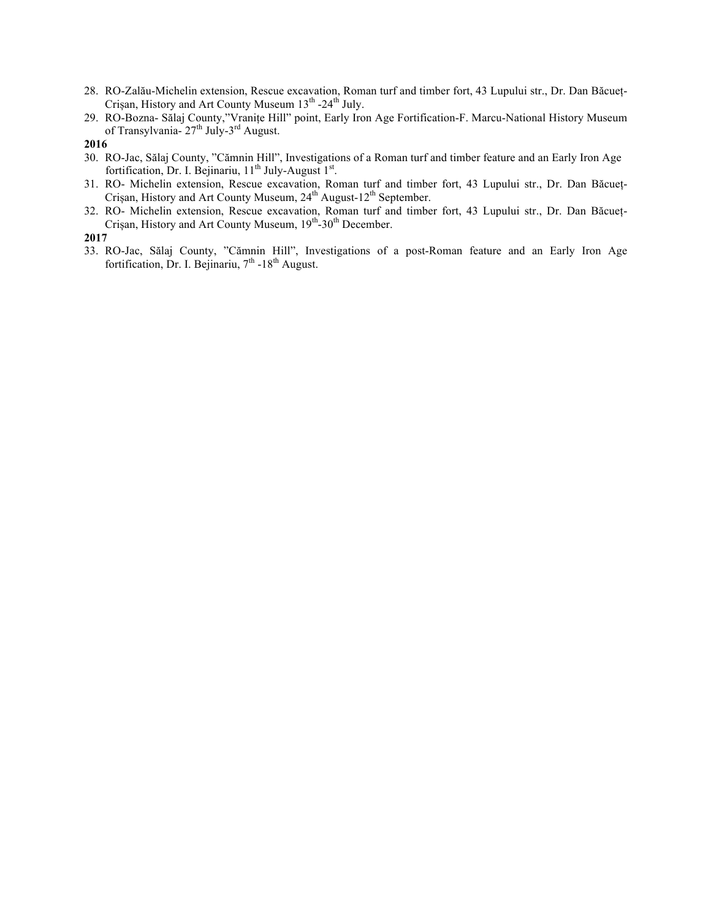28. RO-Zalău-Michelin extension, Rescue excavation, Roman turf and timber fort, 43 Lupului str., Dr. Dan Băcueț-Crișan, History and Art County Museum 13th -24th July.
29. RO-Bozna- Sălaj County,"Vranițe Hill" point, Early Iron Age Fortification-F. Marcu-National History Museum of Transylvania- 27th July-3rd August.

**2016**

30. RO-Jac, Sălaj County, "Cămnin Hill", Investigations of a Roman turf and timber feature and an Early Iron Age fortification, Dr. I. Bejinariu, 11th July-August 1st.
31. RO- Michelin extension, Rescue excavation, Roman turf and timber fort, 43 Lupului str., Dr. Dan Băcueț-Crișan, History and Art County Museum, 24th August-12th September.
32. RO- Michelin extension, Rescue excavation, Roman turf and timber fort, 43 Lupului str., Dr. Dan Băcueț-Crișan, History and Art County Museum, 19th-30th December.

**2017**

33. RO-Jac, Sălaj County, "Cămnin Hill", Investigations of a post-Roman feature and an Early Iron Age fortification, Dr. I. Bejinariu, 7th -18th August.